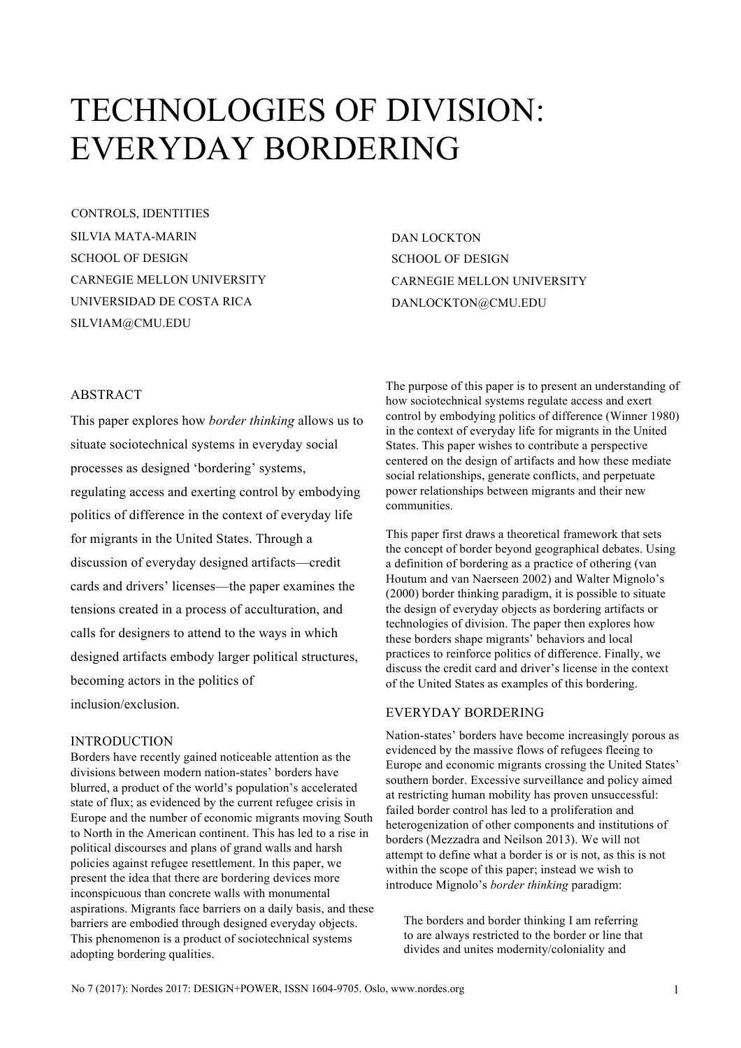# TECHNOLOGIES OF DIVISION: EVERYDAY BORDERING

CONTROLS, IDENTITIES

SILVIA MATA-MARIN
SCHOOL OF DESIGN
CARNEGIE MELLON UNIVERSITY
UNIVERSIDAD DE COSTA RICA
SILVIAM@CMU.EDU

DAN LOCKTON
SCHOOL OF DESIGN
CARNEGIE MELLON UNIVERSITY
DANLOCKTON@CMU.EDU

## ABSTRACT

This paper explores how *border thinking* allows us to situate sociotechnical systems in everyday social processes as designed 'bordering' systems, regulating access and exerting control by embodying politics of difference in the context of everyday life for migrants in the United States. Through a discussion of everyday designed artifacts—credit cards and drivers' licenses—the paper examines the tensions created in a process of acculturation, and calls for designers to attend to the ways in which designed artifacts embody larger political structures, becoming actors in the politics of inclusion/exclusion.

## INTRODUCTION

Borders have recently gained noticeable attention as the divisions between modern nation-states' borders have blurred, a product of the world's population's accelerated state of flux; as evidenced by the current refugee crisis in Europe and the number of economic migrants moving South to North in the American continent. This has led to a rise in political discourses and plans of grand walls and harsh policies against refugee resettlement. In this paper, we present the idea that there are bordering devices more inconspicuous than concrete walls with monumental aspirations. Migrants face barriers on a daily basis, and these barriers are embodied through designed everyday objects. This phenomenon is a product of sociotechnical systems adopting bordering qualities.

The purpose of this paper is to present an understanding of how sociotechnical systems regulate access and exert control by embodying politics of difference (Winner 1980) in the context of everyday life for migrants in the United States. This paper wishes to contribute a perspective centered on the design of artifacts and how these mediate social relationships, generate conflicts, and perpetuate power relationships between migrants and their new communities.

This paper first draws a theoretical framework that sets the concept of border beyond geographical debates. Using a definition of bordering as a practice of othering (van Houtum and van Naerseen 2002) and Walter Mignolo's (2000) border thinking paradigm, it is possible to situate the design of everyday objects as bordering artifacts or technologies of division. The paper then explores how these borders shape migrants' behaviors and local practices to reinforce politics of difference. Finally, we discuss the credit card and driver's license in the context of the United States as examples of this bordering.

## EVERYDAY BORDERING

Nation-states' borders have become increasingly porous as evidenced by the massive flows of refugees fleeing to Europe and economic migrants crossing the United States' southern border. Excessive surveillance and policy aimed at restricting human mobility has proven unsuccessful: failed border control has led to a proliferation and heterogenization of other components and institutions of borders (Mezzadra and Neilson 2013). We will not attempt to define what a border is or is not, as this is not within the scope of this paper; instead we wish to introduce Mignolo's *border thinking* paradigm:

> The borders and border thinking I am referring to are always restricted to the border or line that divides and unites modernity/coloniality and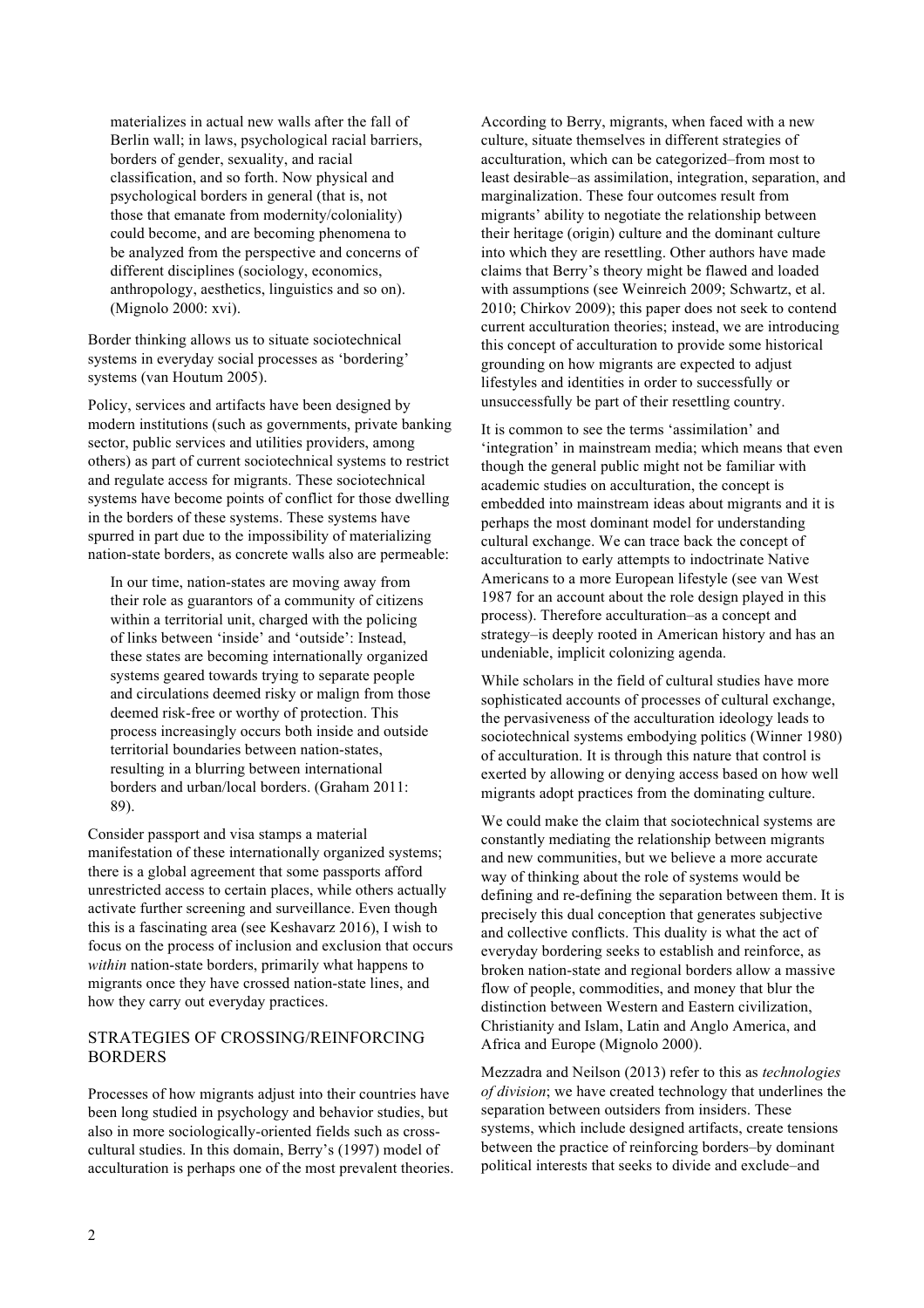> materializes in actual new walls after the fall of Berlin wall; in laws, psychological racial barriers, borders of gender, sexuality, and racial classification, and so forth. Now physical and psychological borders in general (that is, not those that emanate from modernity/coloniality) could become, and are becoming phenomena to be analyzed from the perspective and concerns of different disciplines (sociology, economics, anthropology, aesthetics, linguistics and so on). (Mignolo 2000: xvi).

Border thinking allows us to situate sociotechnical systems in everyday social processes as 'bordering' systems (van Houtum 2005).

Policy, services and artifacts have been designed by modern institutions (such as governments, private banking sector, public services and utilities providers, among others) as part of current sociotechnical systems to restrict and regulate access for migrants. These sociotechnical systems have become points of conflict for those dwelling in the borders of these systems. These systems have spurred in part due to the impossibility of materializing nation-state borders, as concrete walls also are permeable:

> In our time, nation-states are moving away from their role as guarantors of a community of citizens within a territorial unit, charged with the policing of links between 'inside' and 'outside': Instead, these states are becoming internationally organized systems geared towards trying to separate people and circulations deemed risky or malign from those deemed risk-free or worthy of protection. This process increasingly occurs both inside and outside territorial boundaries between nation-states, resulting in a blurring between international borders and urban/local borders. (Graham 2011: 89).

Consider passport and visa stamps a material manifestation of these internationally organized systems; there is a global agreement that some passports afford unrestricted access to certain places, while others actually activate further screening and surveillance. Even though this is a fascinating area (see Keshavarz 2016), I wish to focus on the process of inclusion and exclusion that occurs *within* nation-state borders, primarily what happens to migrants once they have crossed nation-state lines, and how they carry out everyday practices.

## STRATEGIES OF CROSSING/REINFORCING BORDERS

Processes of how migrants adjust into their countries have been long studied in psychology and behavior studies, but also in more sociologically-oriented fields such as cross-cultural studies. In this domain, Berry's (1997) model of acculturation is perhaps one of the most prevalent theories. According to Berry, migrants, when faced with a new culture, situate themselves in different strategies of acculturation, which can be categorized–from most to least desirable–as assimilation, integration, separation, and marginalization. These four outcomes result from migrants' ability to negotiate the relationship between their heritage (origin) culture and the dominant culture into which they are resettling. Other authors have made claims that Berry's theory might be flawed and loaded with assumptions (see Weinreich 2009; Schwartz, et al. 2010; Chirkov 2009); this paper does not seek to contend current acculturation theories; instead, we are introducing this concept of acculturation to provide some historical grounding on how migrants are expected to adjust lifestyles and identities in order to successfully or unsuccessfully be part of their resettling country.

It is common to see the terms 'assimilation' and 'integration' in mainstream media; which means that even though the general public might not be familiar with academic studies on acculturation, the concept is embedded into mainstream ideas about migrants and it is perhaps the most dominant model for understanding cultural exchange. We can trace back the concept of acculturation to early attempts to indoctrinate Native Americans to a more European lifestyle (see van West 1987 for an account about the role design played in this process). Therefore acculturation–as a concept and strategy–is deeply rooted in American history and has an undeniable, implicit colonizing agenda.

While scholars in the field of cultural studies have more sophisticated accounts of processes of cultural exchange, the pervasiveness of the acculturation ideology leads to sociotechnical systems embodying politics (Winner 1980) of acculturation. It is through this nature that control is exerted by allowing or denying access based on how well migrants adopt practices from the dominating culture.

We could make the claim that sociotechnical systems are constantly mediating the relationship between migrants and new communities, but we believe a more accurate way of thinking about the role of systems would be defining and re-defining the separation between them. It is precisely this dual conception that generates subjective and collective conflicts. This duality is what the act of everyday bordering seeks to establish and reinforce, as broken nation-state and regional borders allow a massive flow of people, commodities, and money that blur the distinction between Western and Eastern civilization, Christianity and Islam, Latin and Anglo America, and Africa and Europe (Mignolo 2000).

Mezzadra and Neilson (2013) refer to this as *technologies of division*; we have created technology that underlines the separation between outsiders from insiders. These systems, which include designed artifacts, create tensions between the practice of reinforcing borders–by dominant political interests that seeks to divide and exclude–and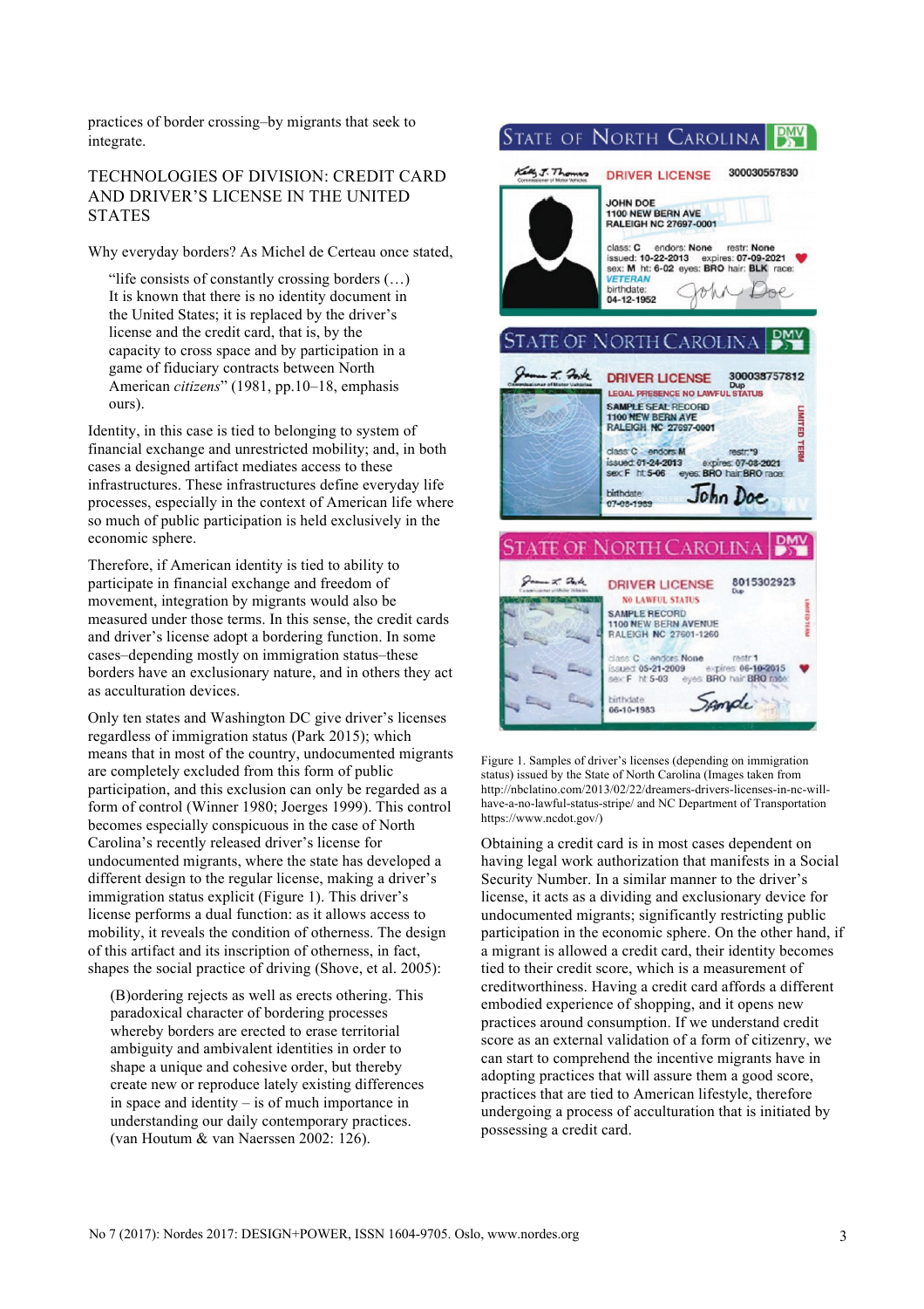practices of border crossing–by migrants that seek to integrate.

## TECHNOLOGIES OF DIVISION: CREDIT CARD AND DRIVER'S LICENSE IN THE UNITED STATES

Why everyday borders? As Michel de Certeau once stated,

> "life consists of constantly crossing borders (…) It is known that there is no identity document in the United States; it is replaced by the driver's license and the credit card, that is, by the capacity to cross space and by participation in a game of fiduciary contracts between North American *citizens*" (1981, pp.10–18, emphasis ours).

Identity, in this case is tied to belonging to system of financial exchange and unrestricted mobility; and, in both cases a designed artifact mediates access to these infrastructures. These infrastructures define everyday life processes, especially in the context of American life where so much of public participation is held exclusively in the economic sphere.

Therefore, if American identity is tied to ability to participate in financial exchange and freedom of movement, integration by migrants would also be measured under those terms. In this sense, the credit cards and driver's license adopt a bordering function. In some cases–depending mostly on immigration status–these borders have an exclusionary nature, and in others they act as acculturation devices.

Only ten states and Washington DC give driver's licenses regardless of immigration status (Park 2015); which means that in most of the country, undocumented migrants are completely excluded from this form of public participation, and this exclusion can only be regarded as a form of control (Winner 1980; Joerges 1999). This control becomes especially conspicuous in the case of North Carolina's recently released driver's license for undocumented migrants, where the state has developed a different design to the regular license, making a driver's immigration status explicit (Figure 1). This driver's license performs a dual function: as it allows access to mobility, it reveals the condition of otherness. The design of this artifact and its inscription of otherness, in fact, shapes the social practice of driving (Shove, et al. 2005):

> (B)ordering rejects as well as erects othering. This paradoxical character of bordering processes whereby borders are erected to erase territorial ambiguity and ambivalent identities in order to shape a unique and cohesive order, but thereby create new or reproduce lately existing differences in space and identity – is of much importance in understanding our daily contemporary practices. (van Houtum & van Naerssen 2002: 126).

Figure 1. Samples of driver's licenses (depending on immigration status) issued by the State of North Carolina (Images taken from http://nbclatino.com/2013/02/22/dreamers-drivers-licenses-in-nc-will-have-a-no-lawful-status-stripe/ and NC Department of Transportation https://www.ncdot.gov/)

Obtaining a credit card is in most cases dependent on having legal work authorization that manifests in a Social Security Number. In a similar manner to the driver's license, it acts as a dividing and exclusionary device for undocumented migrants; significantly restricting public participation in the economic sphere. On the other hand, if a migrant is allowed a credit card, their identity becomes tied to their credit score, which is a measurement of creditworthiness. Having a credit card affords a different embodied experience of shopping, and it opens new practices around consumption. If we understand credit score as an external validation of a form of citizenry, we can start to comprehend the incentive migrants have in adopting practices that will assure them a good score, practices that are tied to American lifestyle, therefore undergoing a process of acculturation that is initiated by possessing a credit card.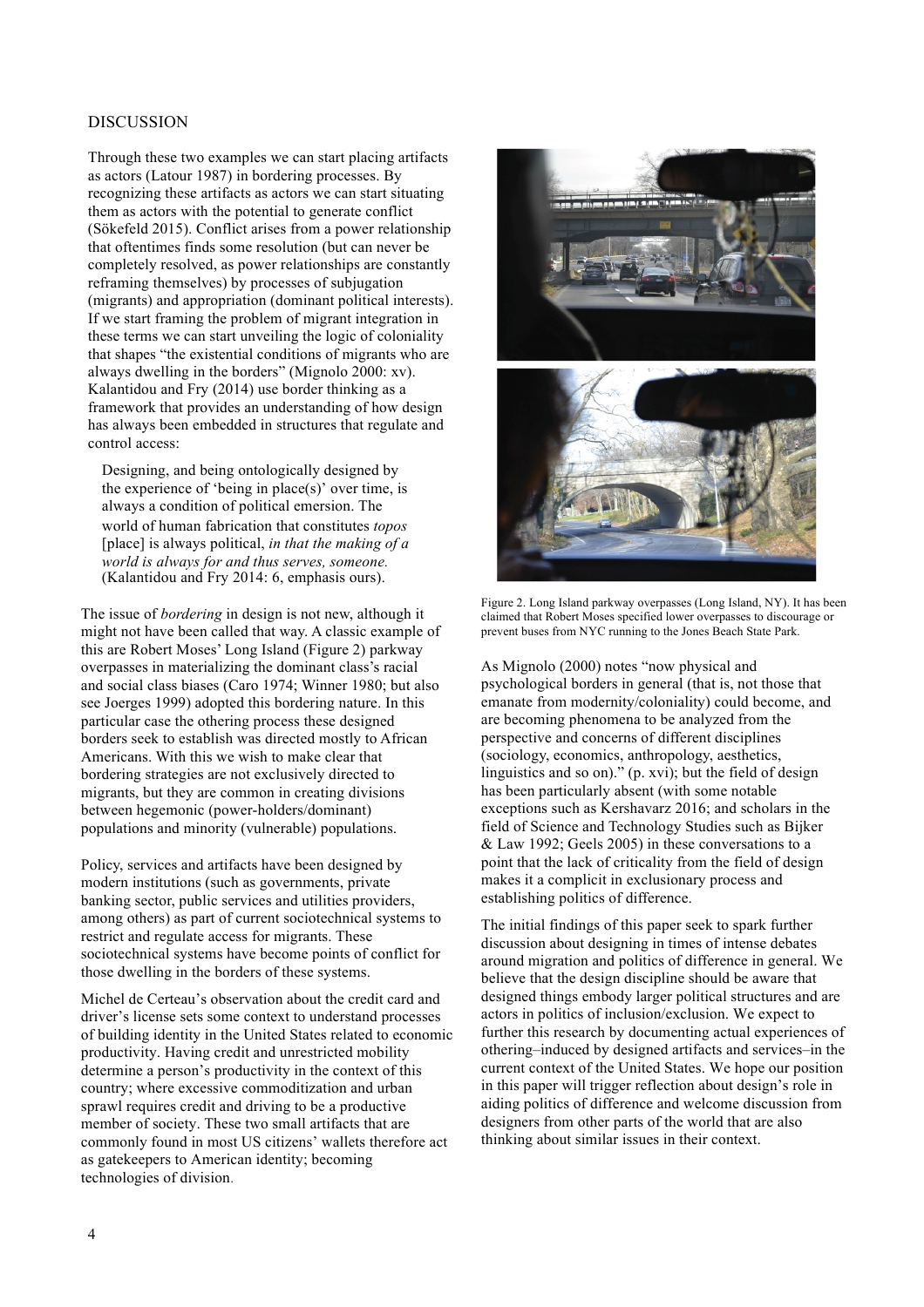## DISCUSSION

Through these two examples we can start placing artifacts as actors (Latour 1987) in bordering processes. By recognizing these artifacts as actors we can start situating them as actors with the potential to generate conflict (Sökefeld 2015). Conflict arises from a power relationship that oftentimes finds some resolution (but can never be completely resolved, as power relationships are constantly reframing themselves) by processes of subjugation (migrants) and appropriation (dominant political interests). If we start framing the problem of migrant integration in these terms we can start unveiling the logic of coloniality that shapes "the existential conditions of migrants who are always dwelling in the borders" (Mignolo 2000: xv). Kalantidou and Fry (2014) use border thinking as a framework that provides an understanding of how design has always been embedded in structures that regulate and control access:

> Designing, and being ontologically designed by the experience of 'being in place(s)' over time, is always a condition of political emersion. The world of human fabrication that constitutes *topos* [place] is always political, *in that the making of a world is always for and thus serves, someone.* (Kalantidou and Fry 2014: 6, emphasis ours).

The issue of *bordering* in design is not new, although it might not have been called that way. A classic example of this are Robert Moses' Long Island (Figure 2) parkway overpasses in materializing the dominant class's racial and social class biases (Caro 1974; Winner 1980; but also see Joerges 1999) adopted this bordering nature. In this particular case the othering process these designed borders seek to establish was directed mostly to African Americans. With this we wish to make clear that bordering strategies are not exclusively directed to migrants, but they are common in creating divisions between hegemonic (power-holders/dominant) populations and minority (vulnerable) populations.

Policy, services and artifacts have been designed by modern institutions (such as governments, private banking sector, public services and utilities providers, among others) as part of current sociotechnical systems to restrict and regulate access for migrants. These sociotechnical systems have become points of conflict for those dwelling in the borders of these systems.

Michel de Certeau's observation about the credit card and driver's license sets some context to understand processes of building identity in the United States related to economic productivity. Having credit and unrestricted mobility determine a person's productivity in the context of this country; where excessive commoditization and urban sprawl requires credit and driving to be a productive member of society. These two small artifacts that are commonly found in most US citizens' wallets therefore act as gatekeepers to American identity; becoming technologies of division.

Figure 2. Long Island parkway overpasses (Long Island, NY). It has been claimed that Robert Moses specified lower overpasses to discourage or prevent buses from NYC running to the Jones Beach State Park.

As Mignolo (2000) notes "now physical and psychological borders in general (that is, not those that emanate from modernity/coloniality) could become, and are becoming phenomena to be analyzed from the perspective and concerns of different disciplines (sociology, economics, anthropology, aesthetics, linguistics and so on)." (p. xvi); but the field of design has been particularly absent (with some notable exceptions such as Kershavarz 2016; and scholars in the field of Science and Technology Studies such as Bijker & Law 1992; Geels 2005) in these conversations to a point that the lack of criticality from the field of design makes it a complicit in exclusionary process and establishing politics of difference.

The initial findings of this paper seek to spark further discussion about designing in times of intense debates around migration and politics of difference in general. We believe that the design discipline should be aware that designed things embody larger political structures and are actors in politics of inclusion/exclusion. We expect to further this research by documenting actual experiences of othering–induced by designed artifacts and services–in the current context of the United States. We hope our position in this paper will trigger reflection about design's role in aiding politics of difference and welcome discussion from designers from other parts of the world that are also thinking about similar issues in their context.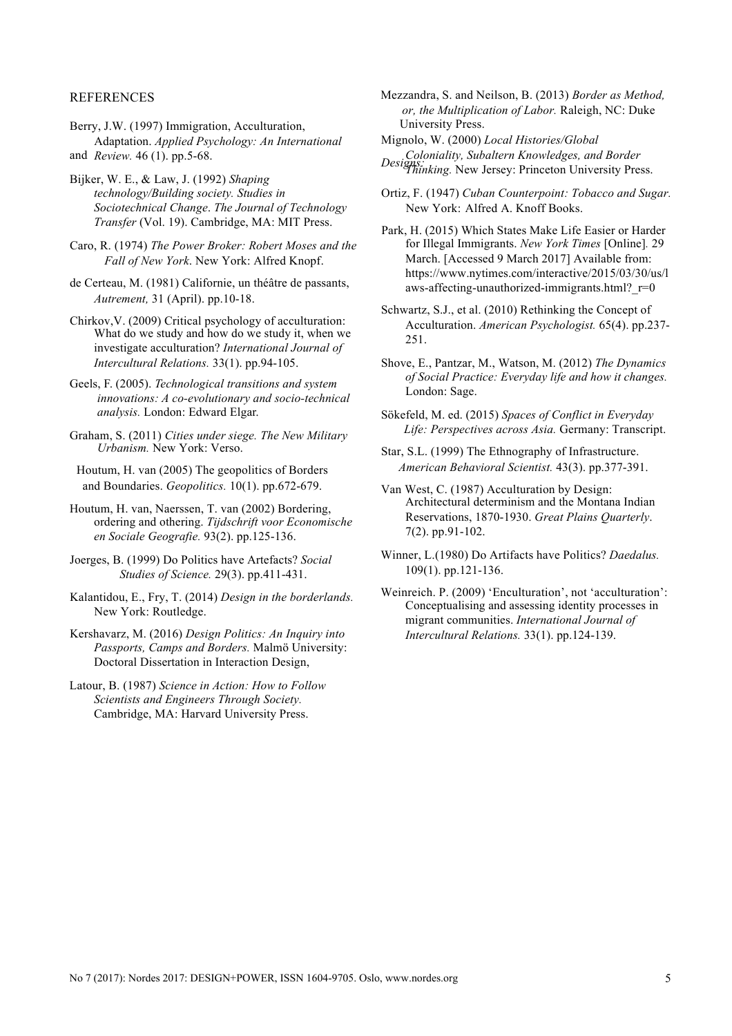## REFERENCES

Berry, J.W. (1997) Immigration, Acculturation, and Adaptation. *Applied Psychology: An International Review.* 46 (1). pp.5-68.

Bijker, W. E., & Law, J. (1992) *Shaping technology/Building society. Studies in Sociotechnical Change*. *The Journal of Technology Transfer* (Vol. 19). Cambridge, MA: MIT Press.

Caro, R. (1974) *The Power Broker: Robert Moses and the Fall of New York*. New York: Alfred Knopf.

de Certeau, M. (1981) Californie, un théâtre de passants, *Autrement,* 31 (April). pp.10-18.

Chirkov,V. (2009) Critical psychology of acculturation: What do we study and how do we study it, when we investigate acculturation? *International Journal of Intercultural Relations.* 33(1). pp.94-105.

Geels, F. (2005). *Technological transitions and system innovations: A co-evolutionary and socio-technical analysis.* London: Edward Elgar.

Graham, S. (2011) *Cities under siege. The New Military Urbanism.* New York: Verso.

Houtum, H. van (2005) The geopolitics of Borders and Boundaries. *Geopolitics.* 10(1). pp.672-679.

Houtum, H. van, Naerssen, T. van (2002) Bordering, ordering and othering. *Tijdschrift voor Economische en Sociale Geografie.* 93(2). pp.125-136.

Joerges, B. (1999) Do Politics have Artefacts? *Social Studies of Science.* 29(3). pp.411-431.

Kalantidou, E., Fry, T. (2014) *Design in the borderlands.* New York: Routledge.

Kershavarz, M. (2016) *Design Politics: An Inquiry into Passports, Camps and Borders.* Malmö University: Doctoral Dissertation in Interaction Design,

Latour, B. (1987) *Science in Action: How to Follow Scientists and Engineers Through Society.* Cambridge, MA: Harvard University Press.

Mezzandra, S. and Neilson, B. (2013) *Border as Method, or, the Multiplication of Labor.* Raleigh, NC: Duke University Press.

Mignolo, W. (2000) *Local Histories/Global Designs: Coloniality, Subaltern Knowledges, and Border Thinking.* New Jersey: Princeton University Press.

Ortiz, F. (1947) *Cuban Counterpoint: Tobacco and Sugar.* New York: Alfred A. Knoff Books.

Park, H. (2015) Which States Make Life Easier or Harder for Illegal Immigrants. *New York Times* [Online]. 29 March. [Accessed 9 March 2017] Available from: https://www.nytimes.com/interactive/2015/03/30/us/laws-affecting-unauthorized-immigrants.html?_r=0

Schwartz, S.J., et al. (2010) Rethinking the Concept of Acculturation. *American Psychologist.* 65(4). pp.237-251.

Shove, E., Pantzar, M., Watson, M. (2012) *The Dynamics of Social Practice: Everyday life and how it changes.* London: Sage.

Sökefeld, M. ed. (2015) *Spaces of Conflict in Everyday Life: Perspectives across Asia.* Germany: Transcript.

Star, S.L. (1999) The Ethnography of Infrastructure. *American Behavioral Scientist.* 43(3). pp.377-391.

Van West, C. (1987) Acculturation by Design: Architectural determinism and the Montana Indian Reservations, 1870-1930. *Great Plains Quarterly*. 7(2). pp.91-102.

Winner, L.(1980) Do Artifacts have Politics? *Daedalus.* 109(1). pp.121-136.

Weinreich. P. (2009) 'Enculturation', not 'acculturation': Conceptualising and assessing identity processes in migrant communities. *International Journal of Intercultural Relations.* 33(1). pp.124-139.